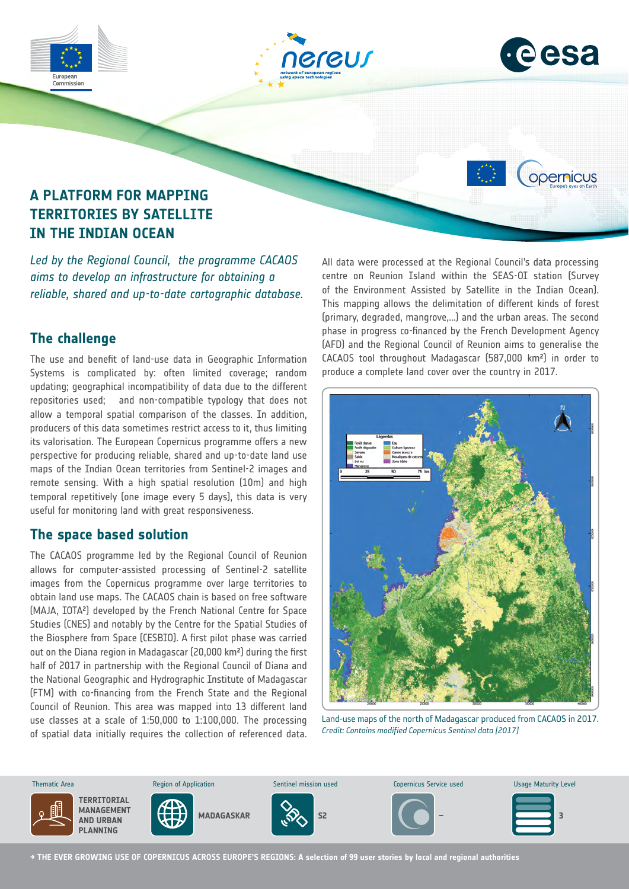# A PLATFORM FOR MAPPING TERRITORIES BY SATELLITE IN THE INDIAN OCEAN

*Led by the Regional Council, the programme CACAOS aims to develop an infrastructure for obtaining a reliable, shared and up-to-date cartographic database.*

## The challenge

The use and benefit of land-use data in Geographic Information Systems is complicated by: often limited coverage; random updating; geographical incompatibility of data due to the different repositories used; and non-compatible typology that does not allow a temporal spatial comparison of the classes. In addition, producers of this data sometimes restrict access to it, thus limiting its valorisation. The European Copernicus programme offers a new perspective for producing reliable, shared and up-to-date land use maps of the Indian Ocean territories from Sentinel-2 images and remote sensing. With a high spatial resolution (10m) and high temporal repetitively (one image every 5 days), this data is very useful for monitoring land with great responsiveness.

## The space based solution

The CACAOS programme led by the Regional Council of Reunion allows for computer-assisted processing of Sentinel-2 satellite images from the Copernicus programme over large territories to obtain land use maps. The CACAOS chain is based on free software (MAJA, IOTA²) developed by the French National Centre for Space Studies (CNES) and notably by the Centre for the Spatial Studies of the Biosphere from Space (CESBIO). A first pilot phase was carried out on the Diana region in Madagascar (20,000 km²) during the first half of 2017 in partnership with the Regional Council of Diana and the National Geographic and Hydrographic Institute of Madagascar (FTM) with co-financing from the French State and the Regional Council of Reunion. This area was mapped into 13 different land use classes at a scale of 1:50,000 to 1:100,000. The processing of spatial data initially requires the collection of referenced data. All data were processed at the Regional Council's data processing centre on Reunion Island within the SEAS-OI station (Survey of the Environment Assisted by Satellite in the Indian Ocean). This mapping allows the delimitation of different kinds of forest (primary, degraded, mangrove,...) and the urban areas. The second phase in progress co-financed by the French Development Agency (AFD) and the Regional Council of Reunion aims to generalise the CACAOS tool throughout Madagascar (587,000 km²) in order to produce a complete land cover over the country in 2017.

Land-use maps of the north of Madagascar produced from CACAOS in 2017.
*Credit: Contains modified Copernicus Sentinel data [2017]*

| Thematic Area | Region of Application | Sentinel mission used | Copernicus Service used | Usage Maturity Level |
|---|---|---|---|---|
| TERRITORIAL MANAGEMENT AND URBAN PLANNING | MADAGASKAR | S2 | – | 3 |

→ THE EVER GROWING USE OF COPERNICUS ACROSS EUROPE'S REGIONS: A selection of 99 user stories by local and regional authorities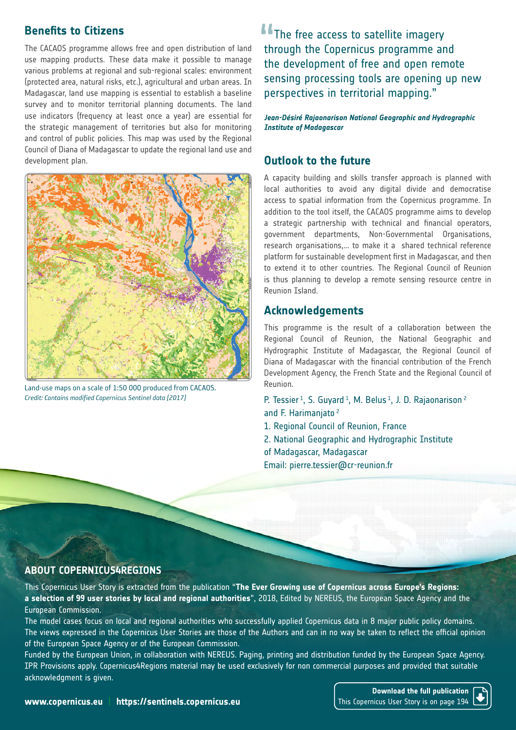## Benefits to Citizens

The CACAOS programme allows free and open distribution of land use mapping products. These data make it possible to manage various problems at regional and sub-regional scales: environment (protected area, natural risks, etc.), agricultural and urban areas. In Madagascar, land use mapping is essential to establish a baseline survey and to monitor territorial planning documents. The land use indicators (frequency at least once a year) are essential for the strategic management of territories but also for monitoring and control of public policies. This map was used by the Regional Council of Diana of Madagascar to update the regional land use and development plan.

Land-use maps on a scale of 1:50 000 produced from CACAOS.
*Credit: Contains modified Copernicus Sentinel data (2017)*

"The free access to satellite imagery through the Copernicus programme and the development of free and open remote sensing processing tools are opening up new perspectives in territorial mapping."

***Jean-Désiré Rajaonarison National Geographic and Hydrographic Institute of Madagascar***

## Outlook to the future

A capacity building and skills transfer approach is planned with local authorities to avoid any digital divide and democratise access to spatial information from the Copernicus programme. In addition to the tool itself, the CACAOS programme aims to develop a strategic partnership with technical and financial operators, government departments, Non-Governmental Organisations, research organisations,... to make it a shared technical reference platform for sustainable development first in Madagascar, and then to extend it to other countries. The Regional Council of Reunion is thus planning to develop a remote sensing resource centre in Reunion Island.

## Acknowledgements

This programme is the result of a collaboration between the Regional Council of Reunion, the National Geographic and Hydrographic Institute of Madagascar, the Regional Council of Diana of Madagascar with the financial contribution of the French Development Agency, the French State and the Regional Council of Reunion.

P. Tessier [1], S. Guyard [1], M. Belus [1], J. D. Rajaonarison [2] and F. Harimanjato [2]

1. Regional Council of Reunion, France
2. National Geographic and Hydrographic Institute of Madagascar, Madagascar

Email: pierre.tessier@cr-reunion.fr

## ABOUT COPERNICUS4REGIONS

This Copernicus User Story is extracted from the publication "**The Ever Growing use of Copernicus across Europe's Regions: a selection of 99 user stories by local and regional authorities**", 2018, Edited by NEREUS, the European Space Agency and the European Commission.

The model cases focus on local and regional authorities who successfully applied Copernicus data in 8 major public policy domains. The views expressed in the Copernicus User Stories are those of the Authors and can in no way be taken to reflect the official opinion of the European Space Agency or of the European Commission.

Funded by the European Union, in collaboration with NEREUS. Paging, printing and distribution funded by the European Space Agency. IPR Provisions apply. Copernicus4Regions material may be used exclusively for non commercial purposes and provided that suitable acknowledgment is given.

**www.copernicus.eu** | **https://sentinels.copernicus.eu**

**Download the full publication**
This Copernicus User Story is on page 194